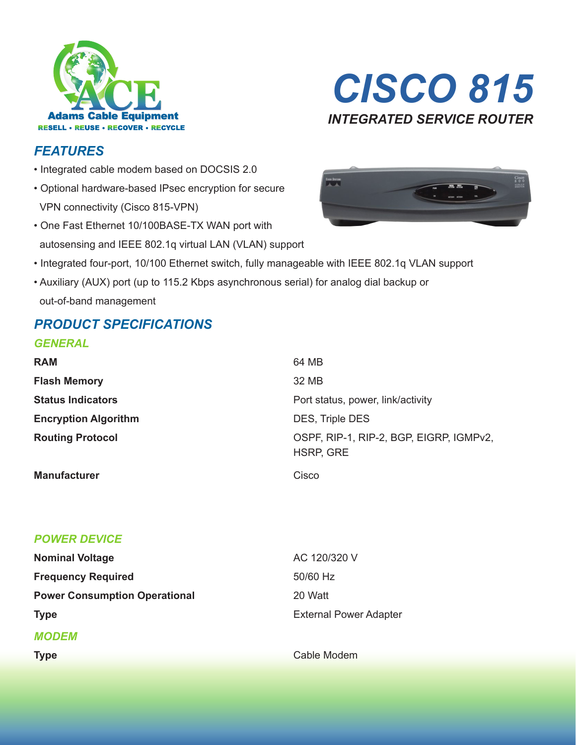# CISCO 815

## INTEGRATED SERVICE ROUTER

ACE Adams Cable Equipment
RESELL • REUSE • RECOVER • RECYCLE

## FEATURES

- Integrated cable modem based on DOCSIS 2.0
- Optional hardware-based IPsec encryption for secure VPN connectivity (Cisco 815-VPN)
- One Fast Ethernet 10/100BASE-TX WAN port with autosensing and IEEE 802.1q virtual LAN (VLAN) support
- Integrated four-port, 10/100 Ethernet switch, fully manageable with IEEE 802.1q VLAN support
- Auxiliary (AUX) port (up to 115.2 Kbps asynchronous serial) for analog dial backup or out-of-band management

## PRODUCT SPECIFICATIONS

### GENERAL

| | |
|---|---|
| **RAM** | 64 MB |
| **Flash Memory** | 32 MB |
| **Status Indicators** | Port status, power, link/activity |
| **Encryption Algorithm** | DES, Triple DES |
| **Routing Protocol** | OSPF, RIP-1, RIP-2, BGP, EIGRP, IGMPv2, HSRP, GRE |
| **Manufacturer** | Cisco |

### POWER DEVICE

| | |
|---|---|
| **Nominal Voltage** | AC 120/320 V |
| **Frequency Required** | 50/60 Hz |
| **Power Consumption Operational** | 20 Watt |
| **Type** | External Power Adapter |

### MODEM

| | |
|---|---|
| **Type** | Cable Modem |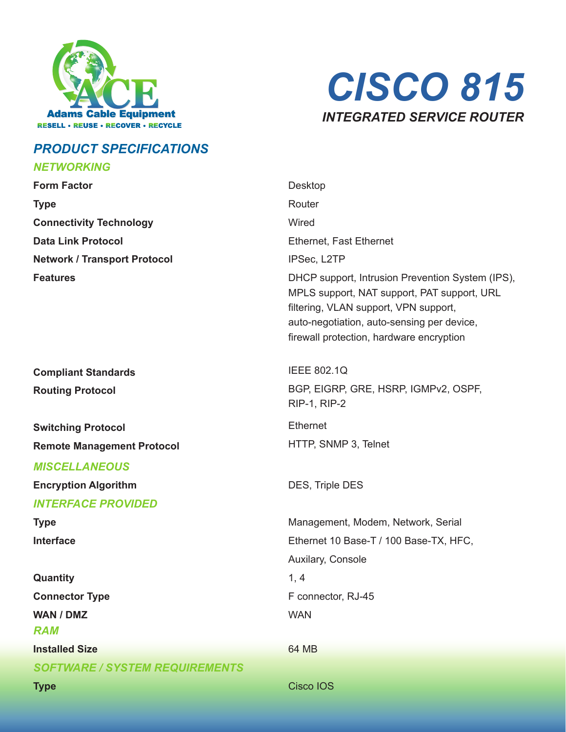Adams Cable Equipment
RESELL • REUSE • RECOVER • RECYCLE

# *CISCO 815*

## *INTEGRATED SERVICE ROUTER*

## *PRODUCT SPECIFICATIONS*

### *NETWORKING*

| | |
|---|---|
| **Form Factor** | Desktop |
| **Type** | Router |
| **Connectivity Technology** | Wired |
| **Data Link Protocol** | Ethernet, Fast Ethernet |
| **Network / Transport Protocol** | IPSec, L2TP |
| **Features** | DHCP support, Intrusion Prevention System (IPS), MPLS support, NAT support, PAT support, URL filtering, VLAN support, VPN support, auto-negotiation, auto-sensing per device, firewall protection, hardware encryption |
| **Compliant Standards** | IEEE 802.1Q |
| **Routing Protocol** | BGP, EIGRP, GRE, HSRP, IGMPv2, OSPF, RIP-1, RIP-2 |
| **Switching Protocol** | Ethernet |
| **Remote Management Protocol** | HTTP, SNMP 3, Telnet |

### *MISCELLANEOUS*

| | |
|---|---|
| **Encryption Algorithm** | DES, Triple DES |

### *INTERFACE PROVIDED*

| | |
|---|---|
| **Type** | Management, Modem, Network, Serial |
| **Interface** | Ethernet 10 Base-T / 100 Base-TX, HFC, Auxilary, Console |
| **Quantity** | 1, 4 |
| **Connector Type** | F connector, RJ-45 |
| **WAN / DMZ** | WAN |

### *RAM*

| | |
|---|---|
| **Installed Size** | 64 MB |

### *SOFTWARE / SYSTEM REQUIREMENTS*

| | |
|---|---|
| **Type** | Cisco IOS |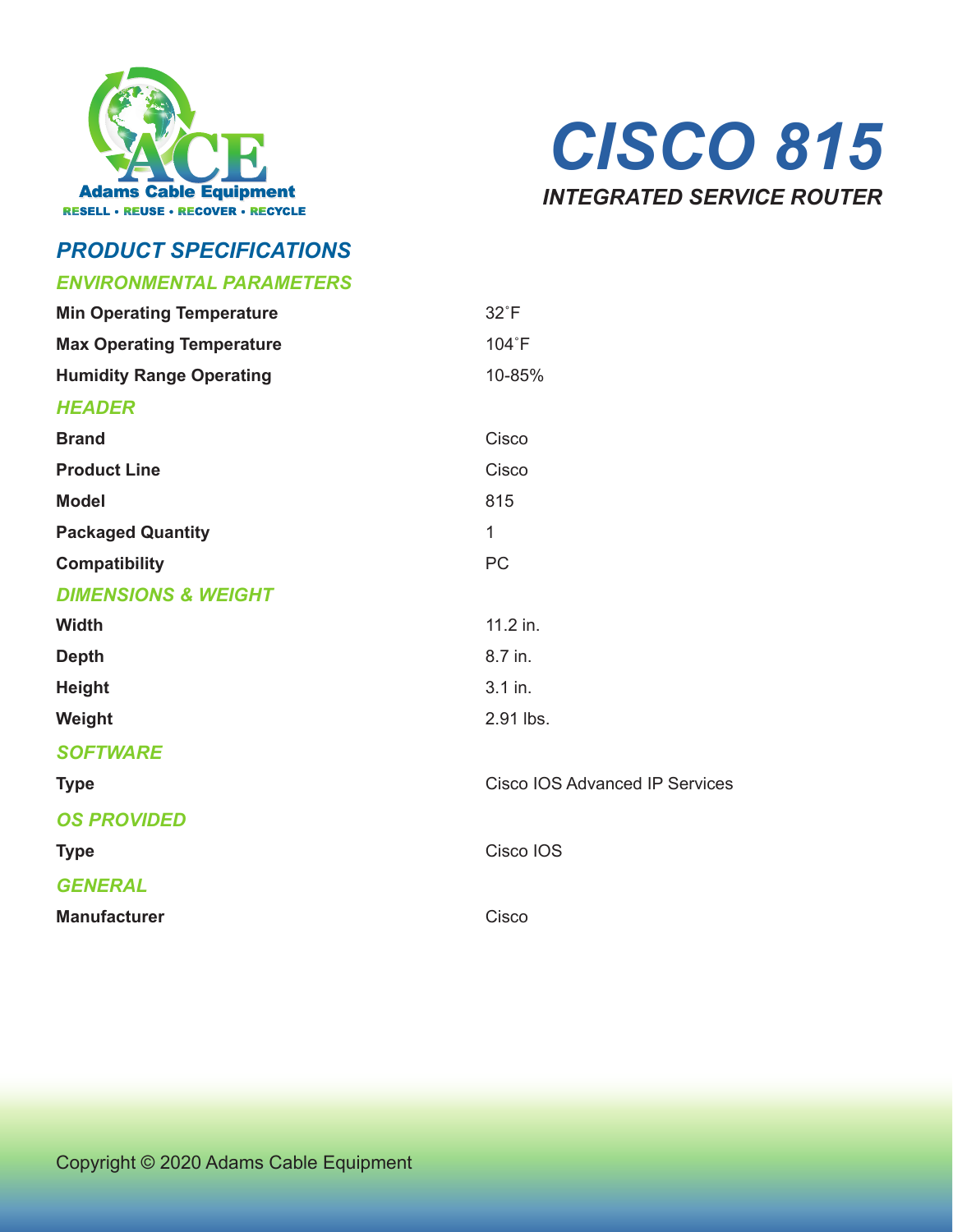Adams Cable Equipment

RESELL • REUSE • RECOVER • RECYCLE

# CISCO 815

## INTEGRATED SERVICE ROUTER

## PRODUCT SPECIFICATIONS

### ENVIRONMENTAL PARAMETERS

| | |
|---|---|
| **Min Operating Temperature** | 32˚F |
| **Max Operating Temperature** | 104˚F |
| **Humidity Range Operating** | 10-85% |

### HEADER

| | |
|---|---|
| **Brand** | Cisco |
| **Product Line** | Cisco |
| **Model** | 815 |
| **Packaged Quantity** | 1 |
| **Compatibility** | PC |

### DIMENSIONS & WEIGHT

| | |
|---|---|
| **Width** | 11.2 in. |
| **Depth** | 8.7 in. |
| **Height** | 3.1 in. |
| **Weight** | 2.91 lbs. |

### SOFTWARE

| | |
|---|---|
| **Type** | Cisco IOS Advanced IP Services |

### OS PROVIDED

| | |
|---|---|
| **Type** | Cisco IOS |

### GENERAL

| | |
|---|---|
| **Manufacturer** | Cisco |

Copyright © 2020 Adams Cable Equipment